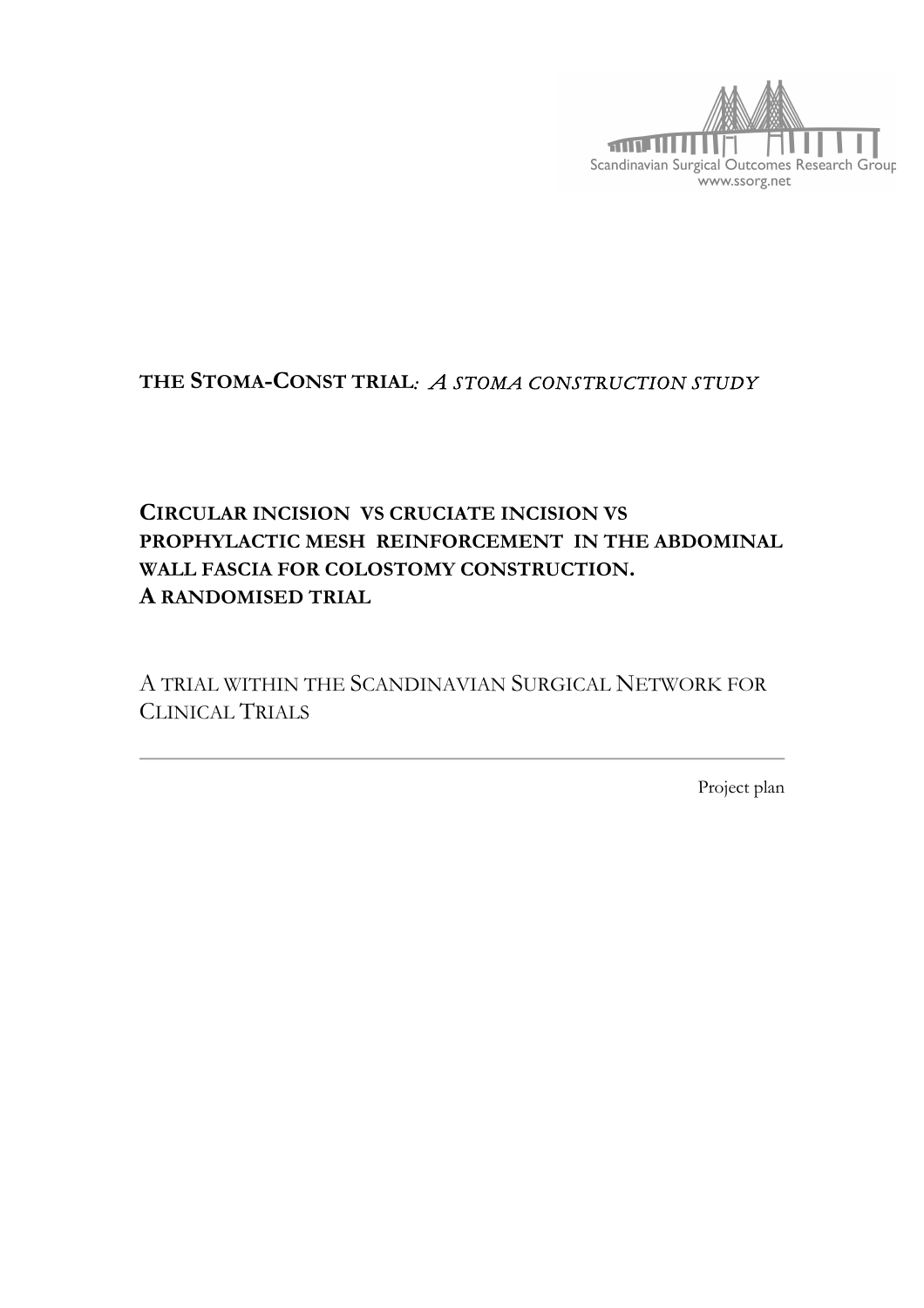Scandinavian Surgical Outcomes Research Group
www.ssorg.net

# THE STOMA-CONST TRIAL: *A STOMA CONSTRUCTION STUDY*

## CIRCULAR INCISION VS CRUCIATE INCISION VS PROPHYLACTIC MESH REINFORCEMENT IN THE ABDOMINAL WALL FASCIA FOR COLOSTOMY CONSTRUCTION. A RANDOMISED TRIAL

A TRIAL WITHIN THE SCANDINAVIAN SURGICAL NETWORK FOR CLINICAL TRIALS

---

Project plan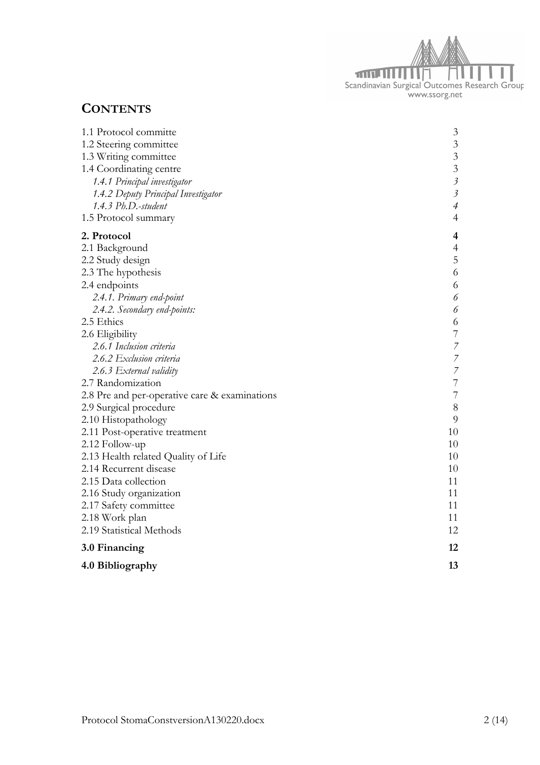# CONTENTS

| | |
|---|---|
| 1.1 Protocol committe | 3 |
| 1.2 Steering committee | 3 |
| 1.3 Writing committee | 3 |
| 1.4 Coordinating centre | 3 |
| *1.4.1 Principal investigator* | *3* |
| *1.4.2 Deputy Principal Investigator* | *3* |
| *1.4.3 Ph.D.-student* | *4* |
| 1.5 Protocol summary | 4 |
| **2. Protocol** | **4** |
| 2.1 Background | 4 |
| 2.2 Study design | 5 |
| 2.3 The hypothesis | 6 |
| 2.4 endpoints | 6 |
| *2.4.1. Primary end-point* | *6* |
| *2.4.2. Secondary end-points:* | *6* |
| 2.5 Ethics | 6 |
| 2.6 Eligibility | 7 |
| *2.6.1 Inclusion criteria* | *7* |
| *2.6.2 Exclusion criteria* | *7* |
| *2.6.3 External validity* | *7* |
| 2.7 Randomization | 7 |
| 2.8 Pre and per-operative care & examinations | 7 |
| 2.9 Surgical procedure | 8 |
| 2.10 Histopathology | 9 |
| 2.11 Post-operative treatment | 10 |
| 2.12 Follow-up | 10 |
| 2.13 Health related Quality of Life | 10 |
| 2.14 Recurrent disease | 10 |
| 2.15 Data collection | 11 |
| 2.16 Study organization | 11 |
| 2.17 Safety committee | 11 |
| 2.18 Work plan | 11 |
| 2.19 Statistical Methods | 12 |
| **3.0 Financing** | **12** |
| **4.0 Bibliography** | **13** |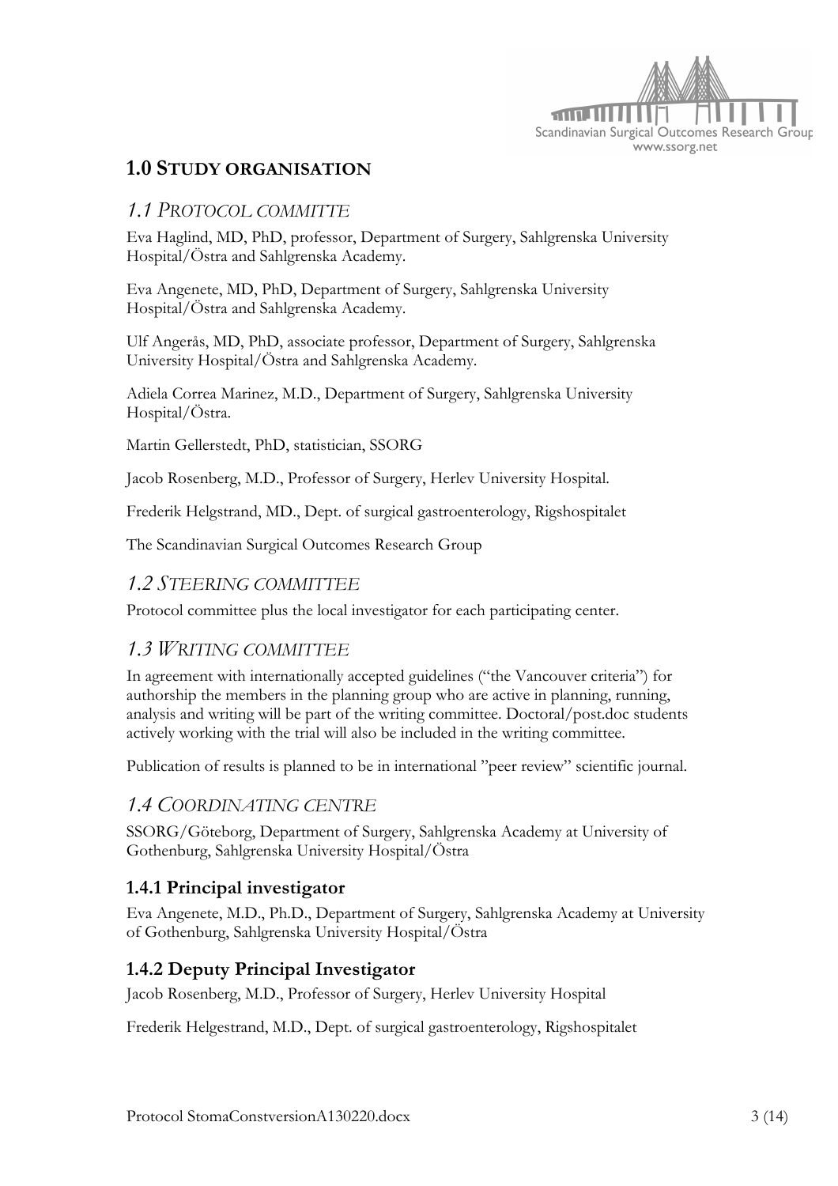# 1.0 STUDY ORGANISATION

## *1.1 PROTOCOL COMMITTE*

Eva Haglind, MD, PhD, professor, Department of Surgery, Sahlgrenska University Hospital/Östra and Sahlgrenska Academy.

Eva Angenete, MD, PhD, Department of Surgery, Sahlgrenska University Hospital/Östra and Sahlgrenska Academy.

Ulf Angerås, MD, PhD, associate professor, Department of Surgery, Sahlgrenska University Hospital/Östra and Sahlgrenska Academy.

Adiela Correa Marinez, M.D., Department of Surgery, Sahlgrenska University Hospital/Östra.

Martin Gellerstedt, PhD, statistician, SSORG

Jacob Rosenberg, M.D., Professor of Surgery, Herlev University Hospital.

Frederik Helgstrand, MD., Dept. of surgical gastroenterology, Rigshospitalet

The Scandinavian Surgical Outcomes Research Group

## *1.2 STEERING COMMITTEE*

Protocol committee plus the local investigator for each participating center.

## *1.3 WRITING COMMITTEE*

In agreement with internationally accepted guidelines ("the Vancouver criteria") for authorship the members in the planning group who are active in planning, running, analysis and writing will be part of the writing committee. Doctoral/post.doc students actively working with the trial will also be included in the writing committee.

Publication of results is planned to be in international "peer review" scientific journal.

## *1.4 COORDINATING CENTRE*

SSORG/Göteborg, Department of Surgery, Sahlgrenska Academy at University of Gothenburg, Sahlgrenska University Hospital/Östra

### 1.4.1 Principal investigator

Eva Angenete, M.D., Ph.D., Department of Surgery, Sahlgrenska Academy at University of Gothenburg, Sahlgrenska University Hospital/Östra

### 1.4.2 Deputy Principal Investigator

Jacob Rosenberg, M.D., Professor of Surgery, Herlev University Hospital

Frederik Helgestrand, M.D., Dept. of surgical gastroenterology, Rigshospitalet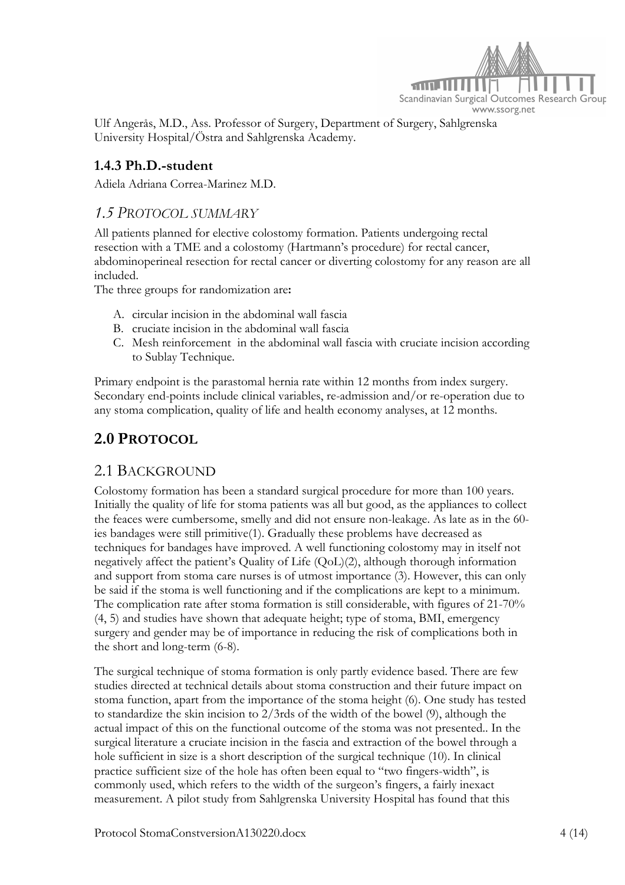Ulf Angerås, M.D., Ass. Professor of Surgery, Department of Surgery, Sahlgrenska University Hospital/Östra and Sahlgrenska Academy.

### 1.4.3 Ph.D.-student

Adiela Adriana Correa-Marinez M.D.

## *1.5 PROTOCOL SUMMARY*

All patients planned for elective colostomy formation. Patients undergoing rectal resection with a TME and a colostomy (Hartmann's procedure) for rectal cancer, abdominoperineal resection for rectal cancer or diverting colostomy for any reason are all included.

The three groups for randomization are**:**

A. circular incision in the abdominal wall fascia
B. cruciate incision in the abdominal wall fascia
C. Mesh reinforcement in the abdominal wall fascia with cruciate incision according to Sublay Technique.

Primary endpoint is the parastomal hernia rate within 12 months from index surgery. Secondary end-points include clinical variables, re-admission and/or re-operation due to any stoma complication, quality of life and health economy analyses, at 12 months.

# 2.0 PROTOCOL

## 2.1 BACKGROUND

Colostomy formation has been a standard surgical procedure for more than 100 years. Initially the quality of life for stoma patients was all but good, as the appliances to collect the feaces were cumbersome, smelly and did not ensure non-leakage. As late as in the 60-ies bandages were still primitive(1). Gradually these problems have decreased as techniques for bandages have improved. A well functioning colostomy may in itself not negatively affect the patient's Quality of Life (QoL)(2), although thorough information and support from stoma care nurses is of utmost importance (3). However, this can only be said if the stoma is well functioning and if the complications are kept to a minimum. The complication rate after stoma formation is still considerable, with figures of 21-70% (4, 5) and studies have shown that adequate height; type of stoma, BMI, emergency surgery and gender may be of importance in reducing the risk of complications both in the short and long-term (6-8).

The surgical technique of stoma formation is only partly evidence based. There are few studies directed at technical details about stoma construction and their future impact on stoma function, apart from the importance of the stoma height (6). One study has tested to standardize the skin incision to 2/3rds of the width of the bowel (9), although the actual impact of this on the functional outcome of the stoma was not presented.. In the surgical literature a cruciate incision in the fascia and extraction of the bowel through a hole sufficient in size is a short description of the surgical technique (10). In clinical practice sufficient size of the hole has often been equal to "two fingers-width", is commonly used, which refers to the width of the surgeon's fingers, a fairly inexact measurement. A pilot study from Sahlgrenska University Hospital has found that this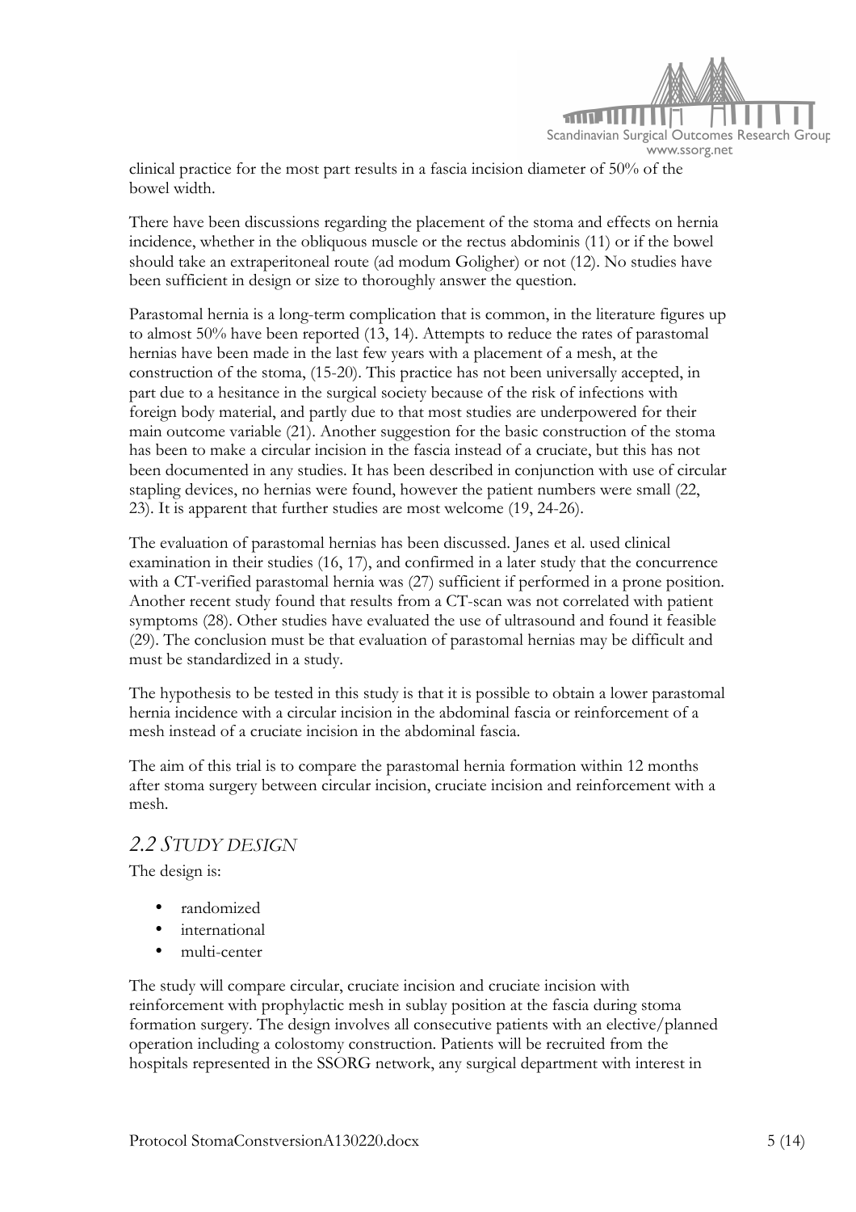clinical practice for the most part results in a fascia incision diameter of 50% of the bowel width.

There have been discussions regarding the placement of the stoma and effects on hernia incidence, whether in the obliquous muscle or the rectus abdominis (11) or if the bowel should take an extraperitoneal route (ad modum Goligher) or not (12). No studies have been sufficient in design or size to thoroughly answer the question.

Parastomal hernia is a long-term complication that is common, in the literature figures up to almost 50% have been reported (13, 14). Attempts to reduce the rates of parastomal hernias have been made in the last few years with a placement of a mesh, at the construction of the stoma, (15-20). This practice has not been universally accepted, in part due to a hesitance in the surgical society because of the risk of infections with foreign body material, and partly due to that most studies are underpowered for their main outcome variable (21). Another suggestion for the basic construction of the stoma has been to make a circular incision in the fascia instead of a cruciate, but this has not been documented in any studies. It has been described in conjunction with use of circular stapling devices, no hernias were found, however the patient numbers were small (22, 23). It is apparent that further studies are most welcome (19, 24-26).

The evaluation of parastomal hernias has been discussed. Janes et al. used clinical examination in their studies (16, 17), and confirmed in a later study that the concurrence with a CT-verified parastomal hernia was (27) sufficient if performed in a prone position. Another recent study found that results from a CT-scan was not correlated with patient symptoms (28). Other studies have evaluated the use of ultrasound and found it feasible (29). The conclusion must be that evaluation of parastomal hernias may be difficult and must be standardized in a study.

The hypothesis to be tested in this study is that it is possible to obtain a lower parastomal hernia incidence with a circular incision in the abdominal fascia or reinforcement of a mesh instead of a cruciate incision in the abdominal fascia.

The aim of this trial is to compare the parastomal hernia formation within 12 months after stoma surgery between circular incision, cruciate incision and reinforcement with a mesh.

## *2.2 Study Design*

The design is:

- randomized
- international
- multi-center

The study will compare circular, cruciate incision and cruciate incision with reinforcement with prophylactic mesh in sublay position at the fascia during stoma formation surgery. The design involves all consecutive patients with an elective/planned operation including a colostomy construction. Patients will be recruited from the hospitals represented in the SSORG network, any surgical department with interest in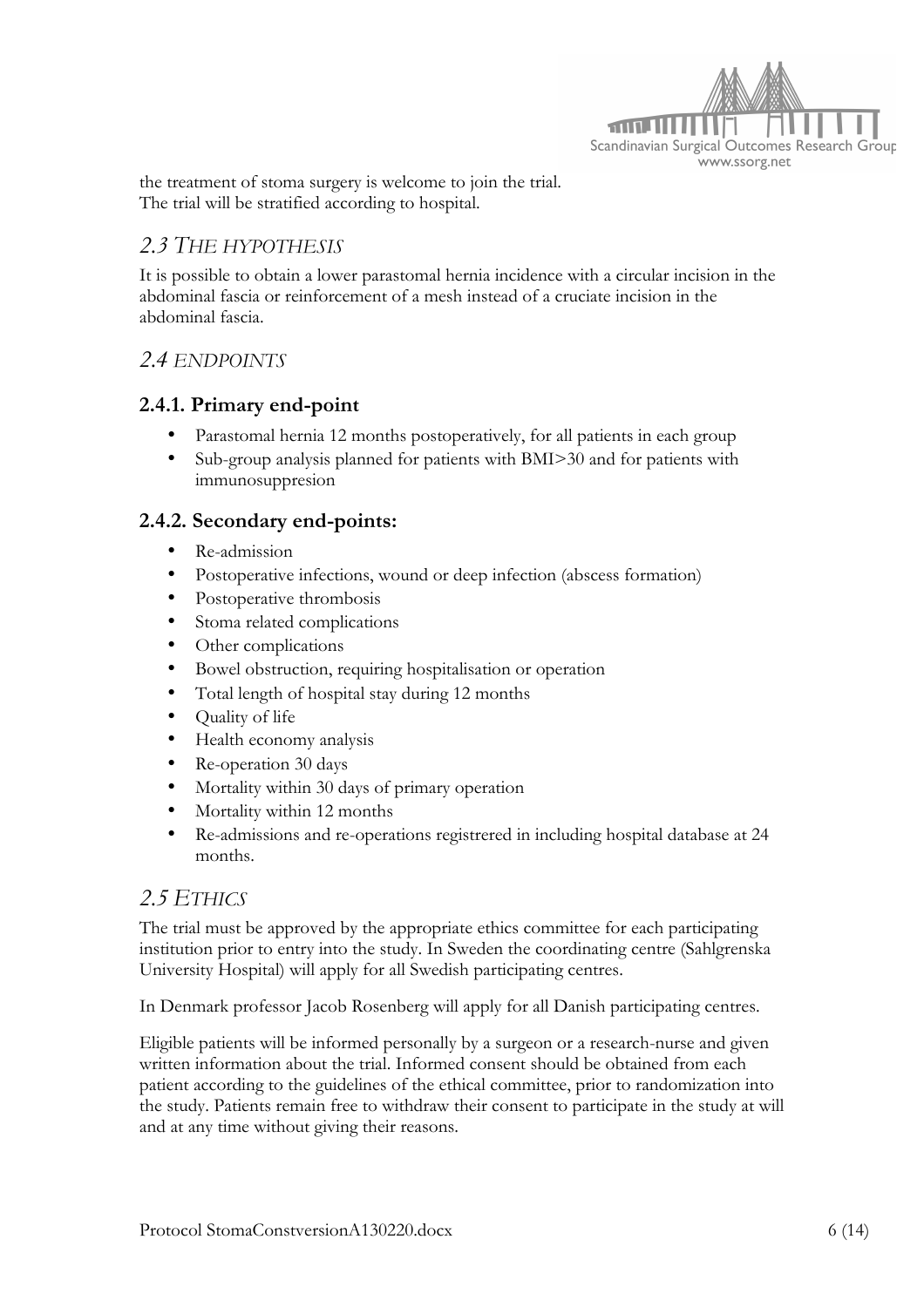the treatment of stoma surgery is welcome to join the trial.
The trial will be stratified according to hospital.

## *2.3 THE HYPOTHESIS*

It is possible to obtain a lower parastomal hernia incidence with a circular incision in the abdominal fascia or reinforcement of a mesh instead of a cruciate incision in the abdominal fascia.

## *2.4 ENDPOINTS*

### 2.4.1. Primary end-point

- Parastomal hernia 12 months postoperatively, for all patients in each group
- Sub-group analysis planned for patients with BMI>30 and for patients with immunosuppresion

### 2.4.2. Secondary end-points:

- Re-admission
- Postoperative infections, wound or deep infection (abscess formation)
- Postoperative thrombosis
- Stoma related complications
- Other complications
- Bowel obstruction, requiring hospitalisation or operation
- Total length of hospital stay during 12 months
- Quality of life
- Health economy analysis
- Re-operation 30 days
- Mortality within 30 days of primary operation
- Mortality within 12 months
- Re-admissions and re-operations registrered in including hospital database at 24 months.

## *2.5 ETHICS*

The trial must be approved by the appropriate ethics committee for each participating institution prior to entry into the study. In Sweden the coordinating centre (Sahlgrenska University Hospital) will apply for all Swedish participating centres.

In Denmark professor Jacob Rosenberg will apply for all Danish participating centres.

Eligible patients will be informed personally by a surgeon or a research-nurse and given written information about the trial. Informed consent should be obtained from each patient according to the guidelines of the ethical committee, prior to randomization into the study. Patients remain free to withdraw their consent to participate in the study at will and at any time without giving their reasons.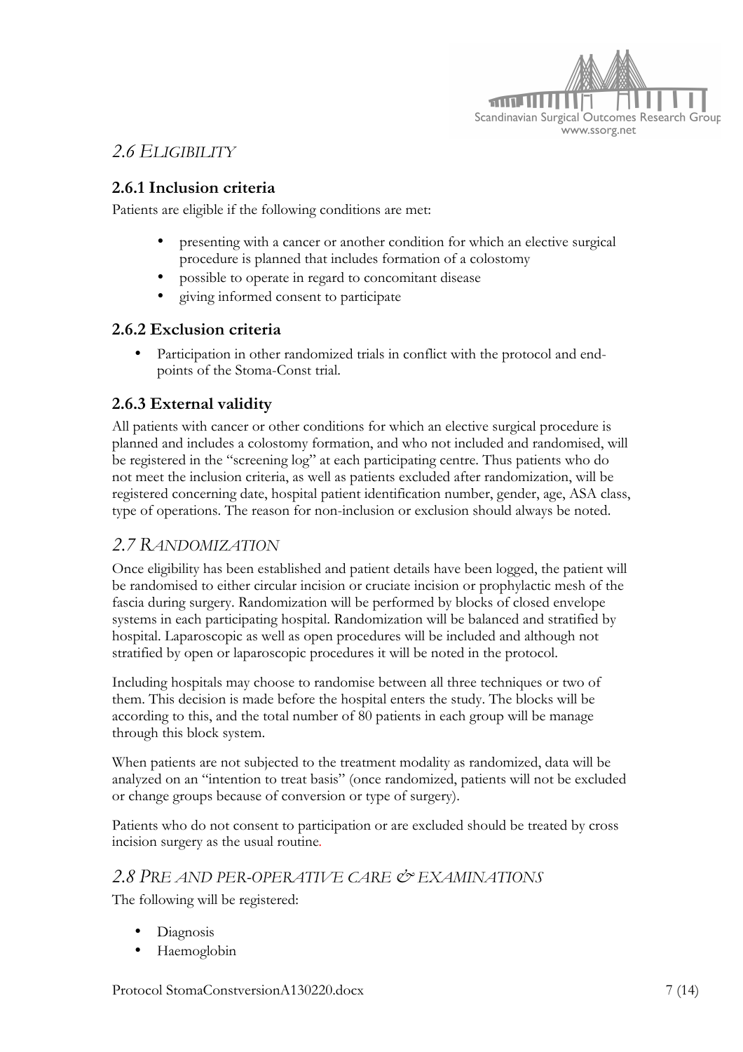## *2.6 ELIGIBILITY*

### 2.6.1 Inclusion criteria

Patients are eligible if the following conditions are met:

- presenting with a cancer or another condition for which an elective surgical procedure is planned that includes formation of a colostomy
- possible to operate in regard to concomitant disease
- giving informed consent to participate

### 2.6.2 Exclusion criteria

- Participation in other randomized trials in conflict with the protocol and end-points of the Stoma-Const trial.

### 2.6.3 External validity

All patients with cancer or other conditions for which an elective surgical procedure is planned and includes a colostomy formation, and who not included and randomised, will be registered in the "screening log" at each participating centre. Thus patients who do not meet the inclusion criteria, as well as patients excluded after randomization, will be registered concerning date, hospital patient identification number, gender, age, ASA class, type of operations. The reason for non-inclusion or exclusion should always be noted.

## *2.7 RANDOMIZATION*

Once eligibility has been established and patient details have been logged, the patient will be randomised to either circular incision or cruciate incision or prophylactic mesh of the fascia during surgery. Randomization will be performed by blocks of closed envelope systems in each participating hospital. Randomization will be balanced and stratified by hospital. Laparoscopic as well as open procedures will be included and although not stratified by open or laparoscopic procedures it will be noted in the protocol.

Including hospitals may choose to randomise between all three techniques or two of them. This decision is made before the hospital enters the study. The blocks will be according to this, and the total number of 80 patients in each group will be manage through this block system.

When patients are not subjected to the treatment modality as randomized, data will be analyzed on an "intention to treat basis" (once randomized, patients will not be excluded or change groups because of conversion or type of surgery).

Patients who do not consent to participation or are excluded should be treated by cross incision surgery as the usual routine.

## *2.8 PRE AND PER-OPERATIVE CARE & EXAMINATIONS*

The following will be registered:

- Diagnosis
- Haemoglobin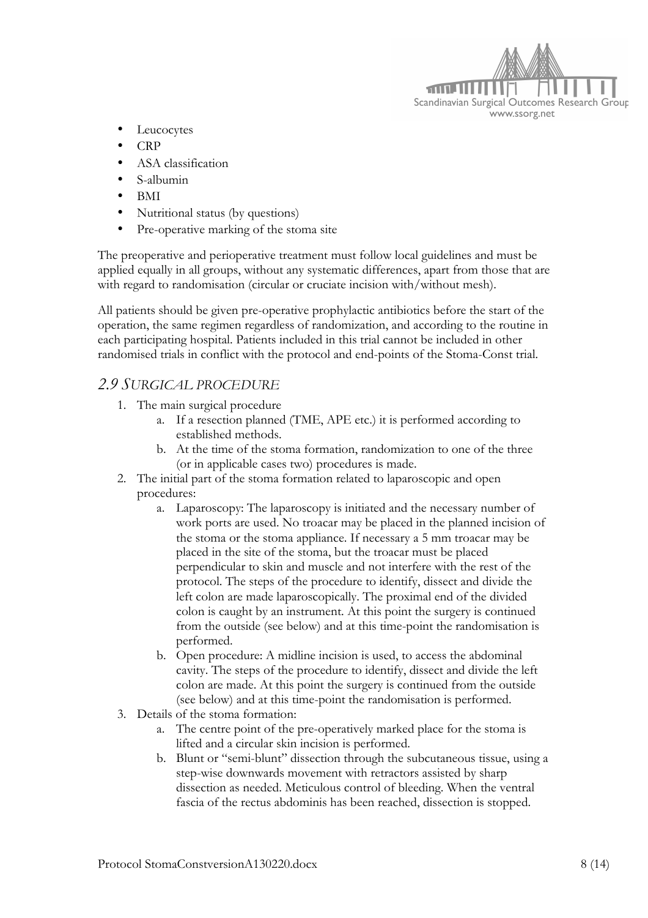- Leucocytes
- CRP
- ASA classification
- S-albumin
- BMI
- Nutritional status (by questions)
- Pre-operative marking of the stoma site

The preoperative and perioperative treatment must follow local guidelines and must be applied equally in all groups, without any systematic differences, apart from those that are with regard to randomisation (circular or cruciate incision with/without mesh).

All patients should be given pre-operative prophylactic antibiotics before the start of the operation, the same regimen regardless of randomization, and according to the routine in each participating hospital. Patients included in this trial cannot be included in other randomised trials in conflict with the protocol and end-points of the Stoma-Const trial.

## *2.9 Surgical procedure*

1. The main surgical procedure
   a. If a resection planned (TME, APE etc.) it is performed according to established methods.
   b. At the time of the stoma formation, randomization to one of the three (or in applicable cases two) procedures is made.
2. The initial part of the stoma formation related to laparoscopic and open procedures:
   a. Laparoscopy: The laparoscopy is initiated and the necessary number of work ports are used. No troacar may be placed in the planned incision of the stoma or the stoma appliance. If necessary a 5 mm troacar may be placed in the site of the stoma, but the troacar must be placed perpendicular to skin and muscle and not interfere with the rest of the protocol. The steps of the procedure to identify, dissect and divide the left colon are made laparoscopically. The proximal end of the divided colon is caught by an instrument. At this point the surgery is continued from the outside (see below) and at this time-point the randomisation is performed.
   b. Open procedure: A midline incision is used, to access the abdominal cavity. The steps of the procedure to identify, dissect and divide the left colon are made. At this point the surgery is continued from the outside (see below) and at this time-point the randomisation is performed.
3. Details of the stoma formation:
   a. The centre point of the pre-operatively marked place for the stoma is lifted and a circular skin incision is performed.
   b. Blunt or "semi-blunt" dissection through the subcutaneous tissue, using a step-wise downwards movement with retractors assisted by sharp dissection as needed. Meticulous control of bleeding. When the ventral fascia of the rectus abdominis has been reached, dissection is stopped.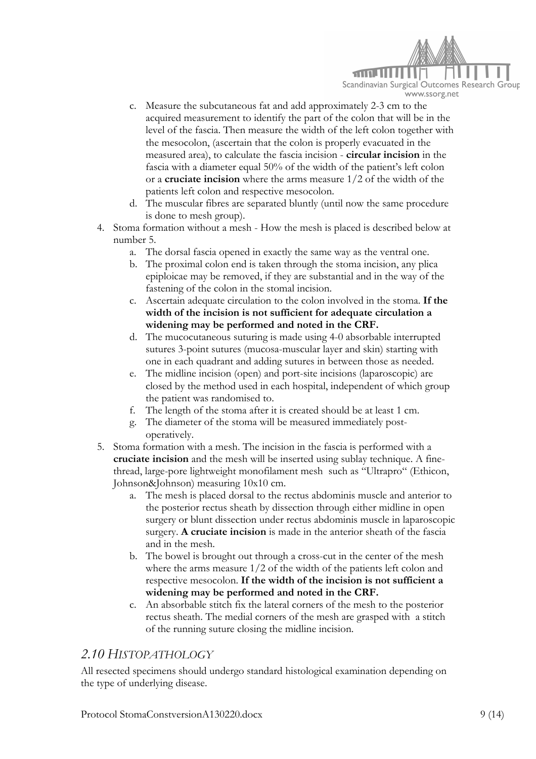c. Measure the subcutaneous fat and add approximately 2-3 cm to the acquired measurement to identify the part of the colon that will be in the level of the fascia. Then measure the width of the left colon together with the mesocolon, (ascertain that the colon is properly evacuated in the measured area), to calculate the fascia incision - **circular incision** in the fascia with a diameter equal 50% of the width of the patient's left colon or a **cruciate incision** where the arms measure 1/2 of the width of the patients left colon and respective mesocolon.
   d. The muscular fibres are separated bluntly (until now the same procedure is done to mesh group).

4. Stoma formation without a mesh - How the mesh is placed is described below at number 5.
   a. The dorsal fascia opened in exactly the same way as the ventral one.
   b. The proximal colon end is taken through the stoma incision, any plica epiploicae may be removed, if they are substantial and in the way of the fastening of the colon in the stomal incision.
   c. Ascertain adequate circulation to the colon involved in the stoma. **If the width of the incision is not sufficient for adequate circulation a widening may be performed and noted in the CRF.**
   d. The mucocutaneous suturing is made using 4-0 absorbable interrupted sutures 3-point sutures (mucosa-muscular layer and skin) starting with one in each quadrant and adding sutures in between those as needed.
   e. The midline incision (open) and port-site incisions (laparoscopic) are closed by the method used in each hospital, independent of which group the patient was randomised to.
   f. The length of the stoma after it is created should be at least 1 cm.
   g. The diameter of the stoma will be measured immediately post-operatively.

5. Stoma formation with a mesh. The incision in the fascia is performed with a **cruciate incision** and the mesh will be inserted using sublay technique. A fine-thread, large-pore lightweight monofilament mesh such as "Ultrapro" (Ethicon, Johnson&Johnson) measuring 10x10 cm.
   a. The mesh is placed dorsal to the rectus abdominis muscle and anterior to the posterior rectus sheath by dissection through either midline in open surgery or blunt dissection under rectus abdominis muscle in laparoscopic surgery. **A cruciate incision** is made in the anterior sheath of the fascia and in the mesh.
   b. The bowel is brought out through a cross-cut in the center of the mesh where the arms measure 1/2 of the width of the patients left colon and respective mesocolon. **If the width of the incision is not sufficient a widening may be performed and noted in the CRF.**
   c. An absorbable stitch fix the lateral corners of the mesh to the posterior rectus sheath. The medial corners of the mesh are grasped with a stitch of the running suture closing the midline incision.

## *2.10 HISTOPATHOLOGY*

All resected specimens should undergo standard histological examination depending on the type of underlying disease.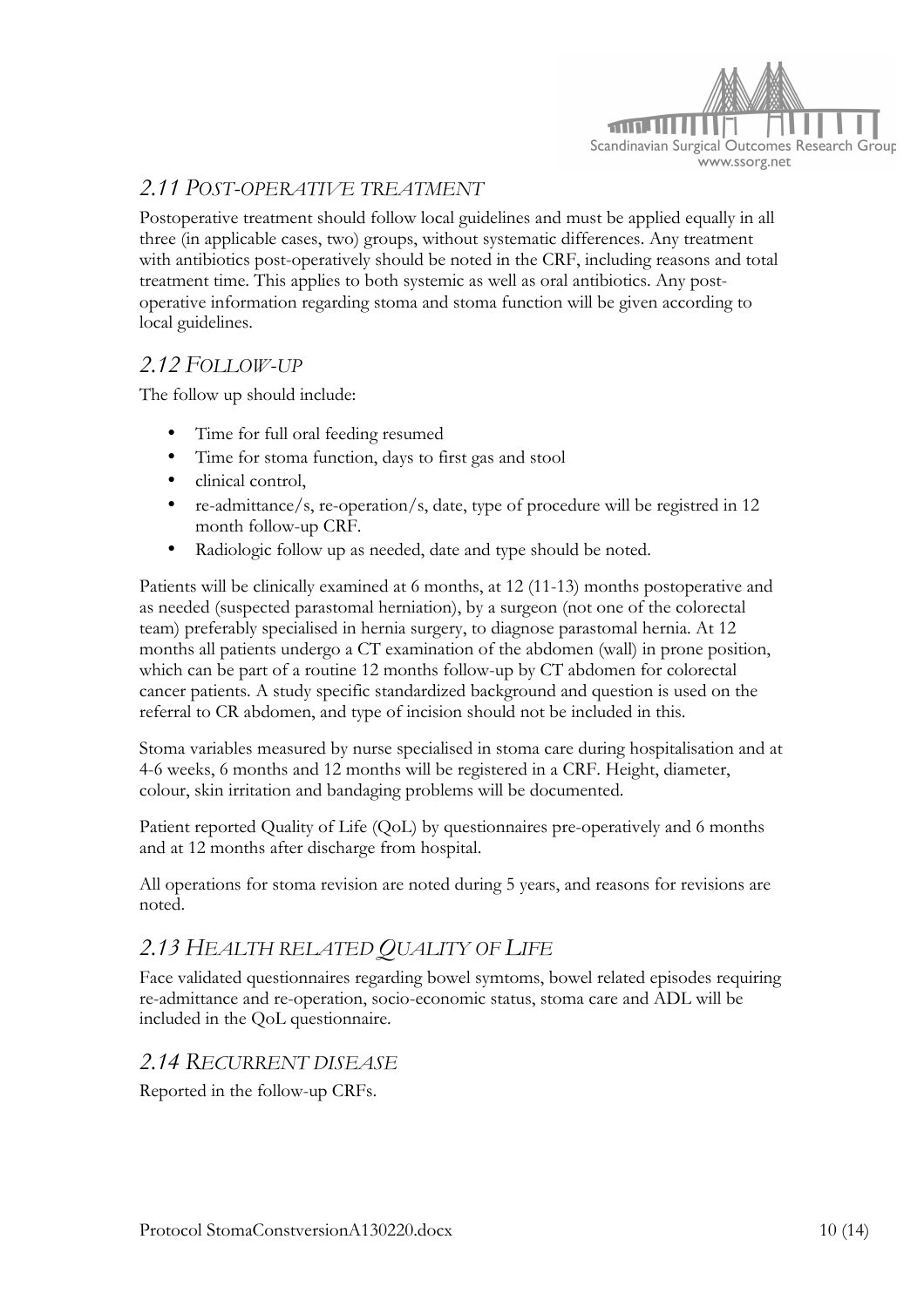## 2.11 Post-operative treatment

Postoperative treatment should follow local guidelines and must be applied equally in all three (in applicable cases, two) groups, without systematic differences. Any treatment with antibiotics post-operatively should be noted in the CRF, including reasons and total treatment time. This applies to both systemic as well as oral antibiotics. Any post-operative information regarding stoma and stoma function will be given according to local guidelines.

## 2.12 Follow-up

The follow up should include:

- Time for full oral feeding resumed
- Time for stoma function, days to first gas and stool
- clinical control,
- re-admittance/s, re-operation/s, date, type of procedure will be registred in 12 month follow-up CRF.
- Radiologic follow up as needed, date and type should be noted.

Patients will be clinically examined at 6 months, at 12 (11-13) months postoperative and as needed (suspected parastomal herniation), by a surgeon (not one of the colorectal team) preferably specialised in hernia surgery, to diagnose parastomal hernia. At 12 months all patients undergo a CT examination of the abdomen (wall) in prone position, which can be part of a routine 12 months follow-up by CT abdomen for colorectal cancer patients. A study specific standardized background and question is used on the referral to CR abdomen, and type of incision should not be included in this.

Stoma variables measured by nurse specialised in stoma care during hospitalisation and at 4-6 weeks, 6 months and 12 months will be registered in a CRF. Height, diameter, colour, skin irritation and bandaging problems will be documented.

Patient reported Quality of Life (QoL) by questionnaires pre-operatively and 6 months and at 12 months after discharge from hospital.

All operations for stoma revision are noted during 5 years, and reasons for revisions are noted.

## 2.13 Health related Quality of Life

Face validated questionnaires regarding bowel symtoms, bowel related episodes requiring re-admittance and re-operation, socio-economic status, stoma care and ADL will be included in the QoL questionnaire.

## 2.14 Recurrent disease

Reported in the follow-up CRFs.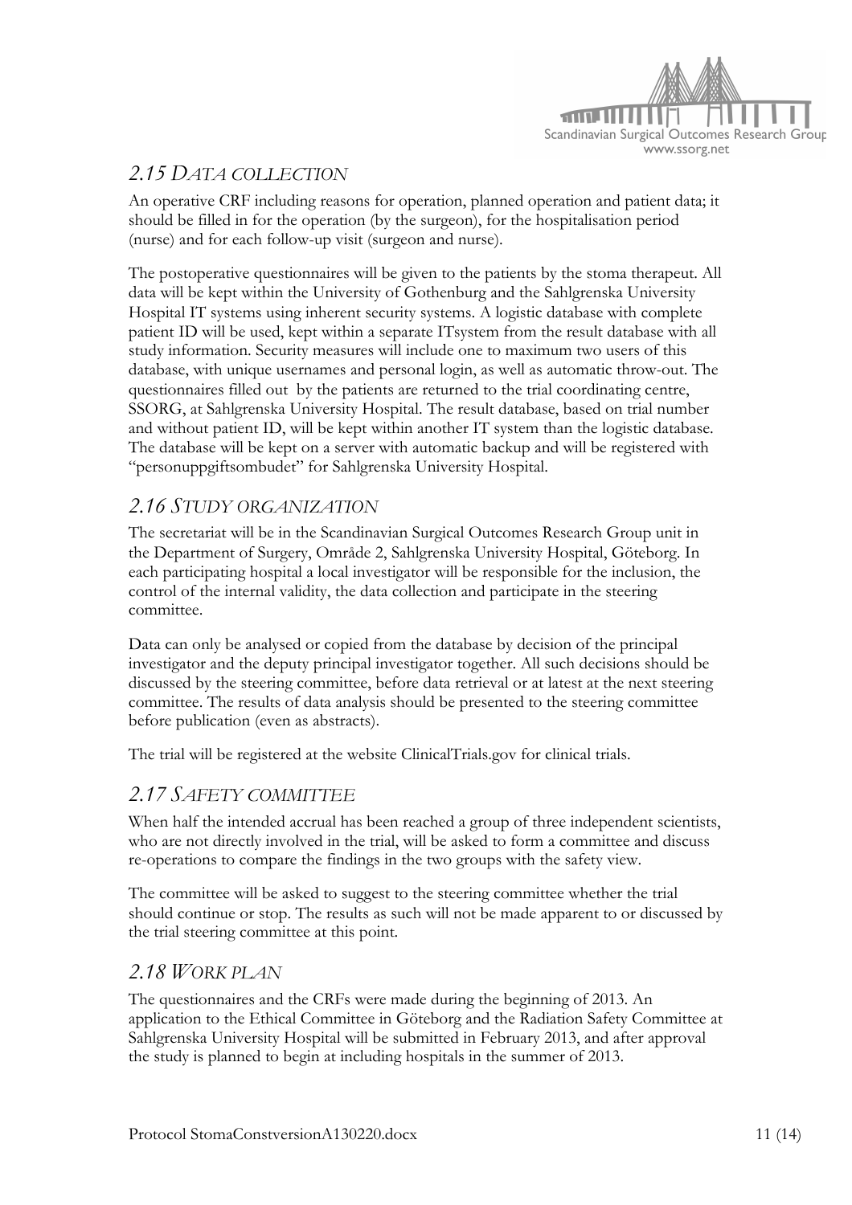## 2.15 Data collection

An operative CRF including reasons for operation, planned operation and patient data; it should be filled in for the operation (by the surgeon), for the hospitalisation period (nurse) and for each follow-up visit (surgeon and nurse).

The postoperative questionnaires will be given to the patients by the stoma therapeut. All data will be kept within the University of Gothenburg and the Sahlgrenska University Hospital IT systems using inherent security systems. A logistic database with complete patient ID will be used, kept within a separate ITsystem from the result database with all study information. Security measures will include one to maximum two users of this database, with unique usernames and personal login, as well as automatic throw-out. The questionnaires filled out by the patients are returned to the trial coordinating centre, SSORG, at Sahlgrenska University Hospital. The result database, based on trial number and without patient ID, will be kept within another IT system than the logistic database. The database will be kept on a server with automatic backup and will be registered with "personuppgiftsombudet" for Sahlgrenska University Hospital.

## 2.16 Study organization

The secretariat will be in the Scandinavian Surgical Outcomes Research Group unit in the Department of Surgery, Område 2, Sahlgrenska University Hospital, Göteborg. In each participating hospital a local investigator will be responsible for the inclusion, the control of the internal validity, the data collection and participate in the steering committee.

Data can only be analysed or copied from the database by decision of the principal investigator and the deputy principal investigator together. All such decisions should be discussed by the steering committee, before data retrieval or at latest at the next steering committee. The results of data analysis should be presented to the steering committee before publication (even as abstracts).

The trial will be registered at the website ClinicalTrials.gov for clinical trials.

## 2.17 Safety committee

When half the intended accrual has been reached a group of three independent scientists, who are not directly involved in the trial, will be asked to form a committee and discuss re-operations to compare the findings in the two groups with the safety view.

The committee will be asked to suggest to the steering committee whether the trial should continue or stop. The results as such will not be made apparent to or discussed by the trial steering committee at this point.

## 2.18 Work plan

The questionnaires and the CRFs were made during the beginning of 2013. An application to the Ethical Committee in Göteborg and the Radiation Safety Committee at Sahlgrenska University Hospital will be submitted in February 2013, and after approval the study is planned to begin at including hospitals in the summer of 2013.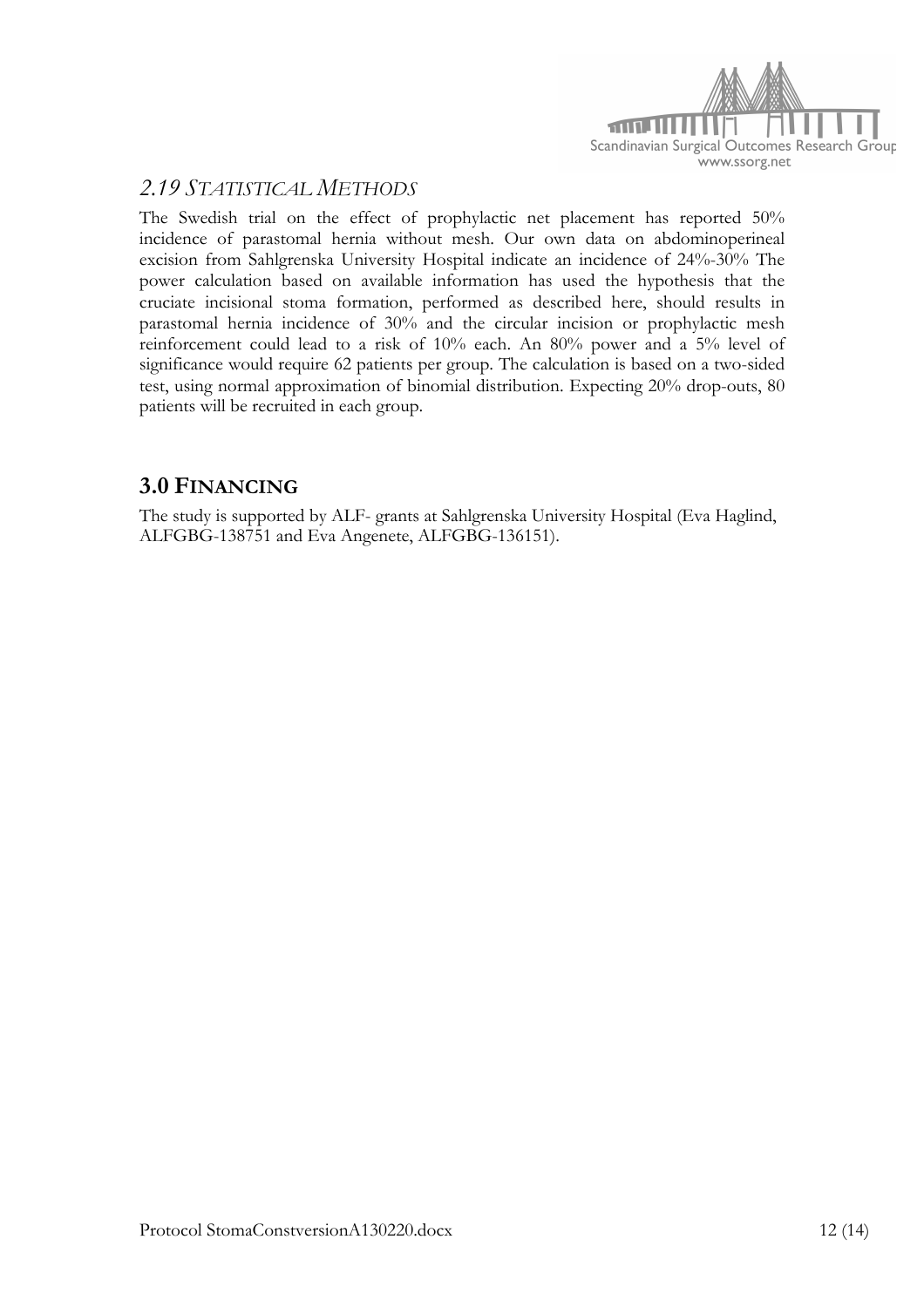## *2.19 STATISTICAL METHODS*

The Swedish trial on the effect of prophylactic net placement has reported 50% incidence of parastomal hernia without mesh. Our own data on abdominoperineal excision from Sahlgrenska University Hospital indicate an incidence of 24%-30% The power calculation based on available information has used the hypothesis that the cruciate incisional stoma formation, performed as described here, should results in parastomal hernia incidence of 30% and the circular incision or prophylactic mesh reinforcement could lead to a risk of 10% each. An 80% power and a 5% level of significance would require 62 patients per group. The calculation is based on a two-sided test, using normal approximation of binomial distribution. Expecting 20% drop-outs, 80 patients will be recruited in each group.

## **3.0 FINANCING**

The study is supported by ALF- grants at Sahlgrenska University Hospital (Eva Haglind, ALFGBG-138751 and Eva Angenete, ALFGBG-136151).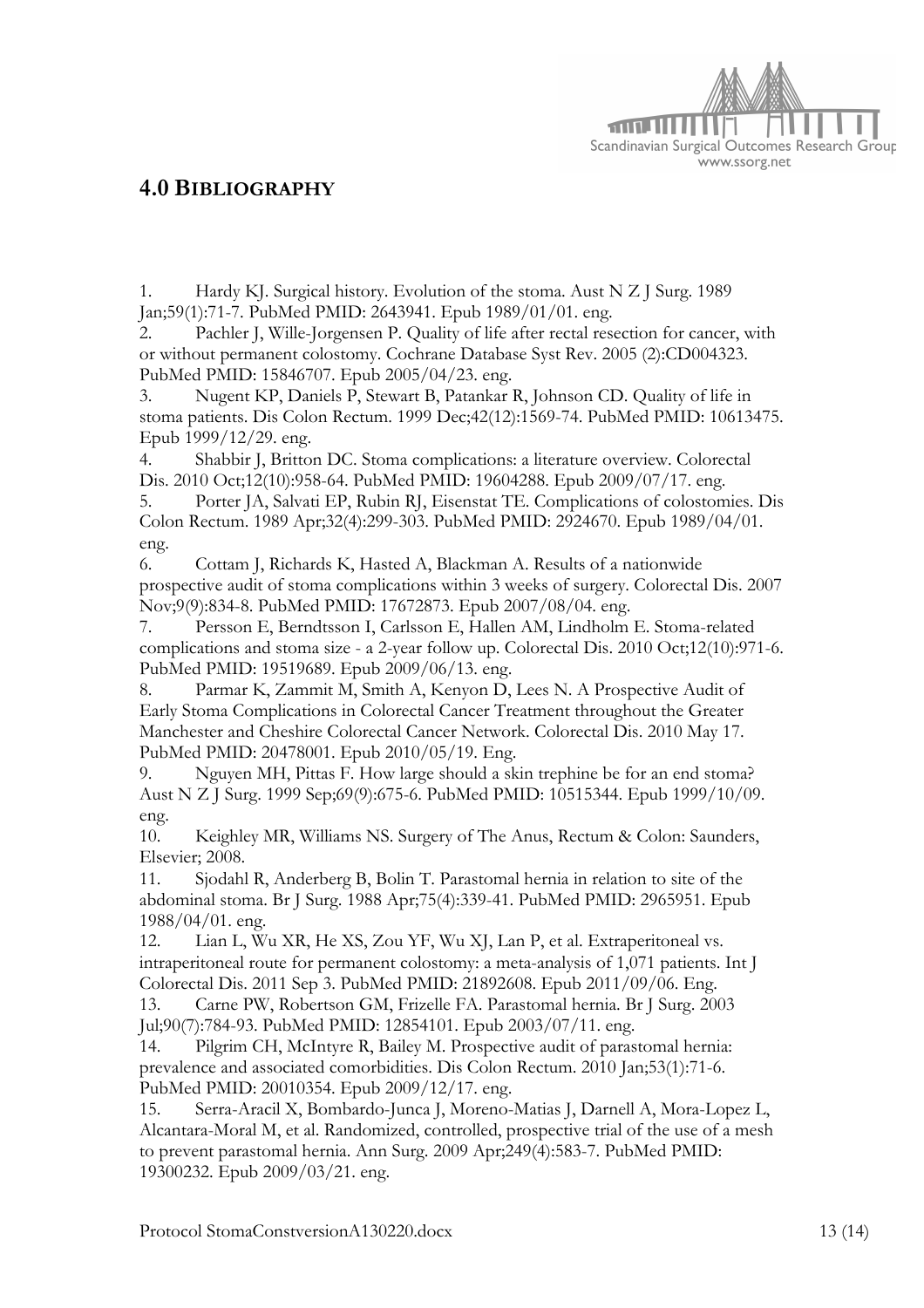## 4.0 BIBLIOGRAPHY

1. Hardy KJ. Surgical history. Evolution of the stoma. Aust N Z J Surg. 1989 Jan;59(1):71-7. PubMed PMID: 2643941. Epub 1989/01/01. eng.
2. Pachler J, Wille-Jorgensen P. Quality of life after rectal resection for cancer, with or without permanent colostomy. Cochrane Database Syst Rev. 2005 (2):CD004323. PubMed PMID: 15846707. Epub 2005/04/23. eng.
3. Nugent KP, Daniels P, Stewart B, Patankar R, Johnson CD. Quality of life in stoma patients. Dis Colon Rectum. 1999 Dec;42(12):1569-74. PubMed PMID: 10613475. Epub 1999/12/29. eng.
4. Shabbir J, Britton DC. Stoma complications: a literature overview. Colorectal Dis. 2010 Oct;12(10):958-64. PubMed PMID: 19604288. Epub 2009/07/17. eng.
5. Porter JA, Salvati EP, Rubin RJ, Eisenstat TE. Complications of colostomies. Dis Colon Rectum. 1989 Apr;32(4):299-303. PubMed PMID: 2924670. Epub 1989/04/01. eng.
6. Cottam J, Richards K, Hasted A, Blackman A. Results of a nationwide prospective audit of stoma complications within 3 weeks of surgery. Colorectal Dis. 2007 Nov;9(9):834-8. PubMed PMID: 17672873. Epub 2007/08/04. eng.
7. Persson E, Berndtsson I, Carlsson E, Hallen AM, Lindholm E. Stoma-related complications and stoma size - a 2-year follow up. Colorectal Dis. 2010 Oct;12(10):971-6. PubMed PMID: 19519689. Epub 2009/06/13. eng.
8. Parmar K, Zammit M, Smith A, Kenyon D, Lees N. A Prospective Audit of Early Stoma Complications in Colorectal Cancer Treatment throughout the Greater Manchester and Cheshire Colorectal Cancer Network. Colorectal Dis. 2010 May 17. PubMed PMID: 20478001. Epub 2010/05/19. Eng.
9. Nguyen MH, Pittas F. How large should a skin trephine be for an end stoma? Aust N Z J Surg. 1999 Sep;69(9):675-6. PubMed PMID: 10515344. Epub 1999/10/09. eng.
10. Keighley MR, Williams NS. Surgery of The Anus, Rectum & Colon: Saunders, Elsevier; 2008.
11. Sjodahl R, Anderberg B, Bolin T. Parastomal hernia in relation to site of the abdominal stoma. Br J Surg. 1988 Apr;75(4):339-41. PubMed PMID: 2965951. Epub 1988/04/01. eng.
12. Lian L, Wu XR, He XS, Zou YF, Wu XJ, Lan P, et al. Extraperitoneal vs. intraperitoneal route for permanent colostomy: a meta-analysis of 1,071 patients. Int J Colorectal Dis. 2011 Sep 3. PubMed PMID: 21892608. Epub 2011/09/06. Eng.
13. Carne PW, Robertson GM, Frizelle FA. Parastomal hernia. Br J Surg. 2003 Jul;90(7):784-93. PubMed PMID: 12854101. Epub 2003/07/11. eng.
14. Pilgrim CH, McIntyre R, Bailey M. Prospective audit of parastomal hernia: prevalence and associated comorbidities. Dis Colon Rectum. 2010 Jan;53(1):71-6. PubMed PMID: 20010354. Epub 2009/12/17. eng.
15. Serra-Aracil X, Bombardo-Junca J, Moreno-Matias J, Darnell A, Mora-Lopez L, Alcantara-Moral M, et al. Randomized, controlled, prospective trial of the use of a mesh to prevent parastomal hernia. Ann Surg. 2009 Apr;249(4):583-7. PubMed PMID: 19300232. Epub 2009/03/21. eng.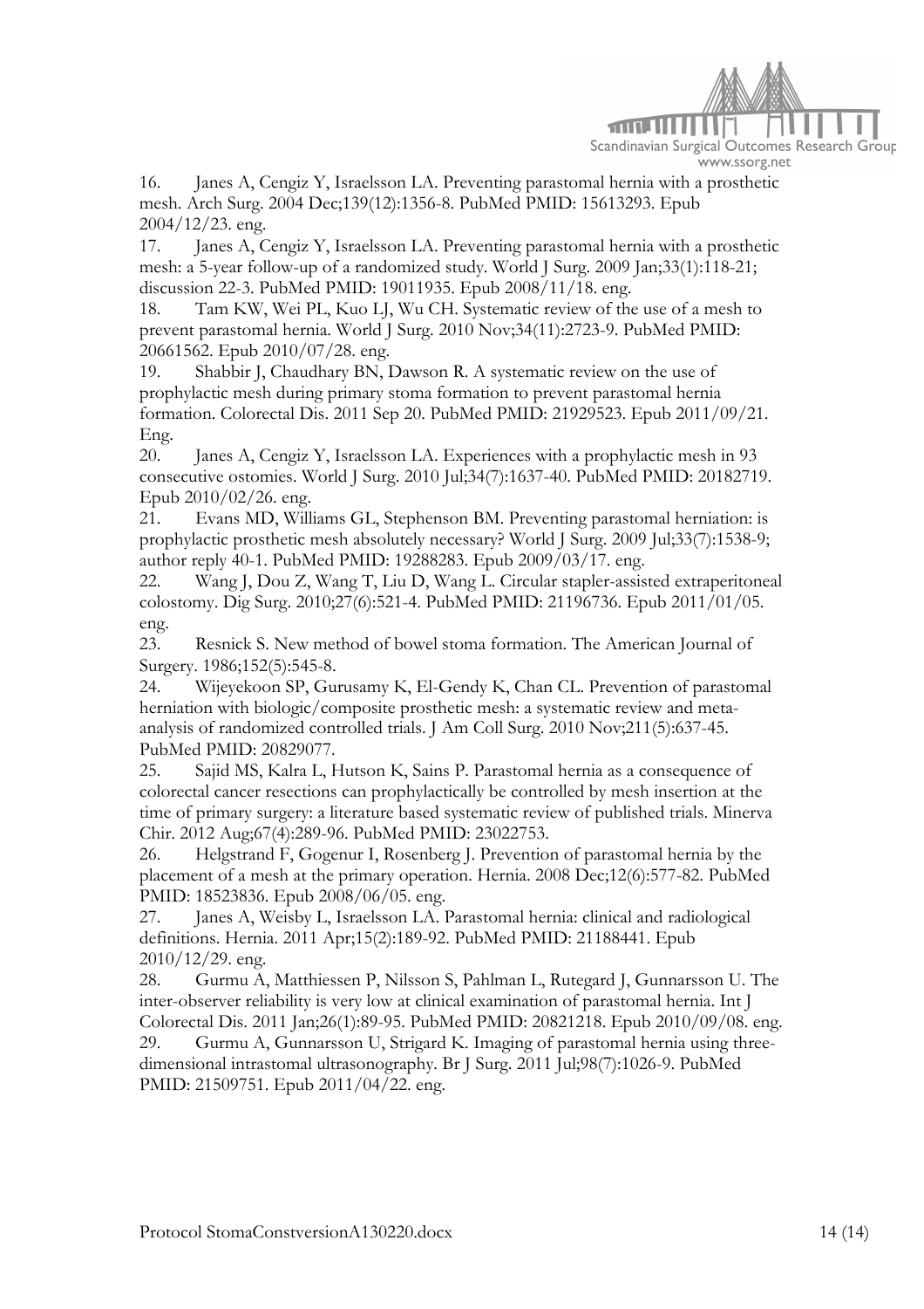16. Janes A, Cengiz Y, Israelsson LA. Preventing parastomal hernia with a prosthetic mesh. Arch Surg. 2004 Dec;139(12):1356-8. PubMed PMID: 15613293. Epub 2004/12/23. eng.
17. Janes A, Cengiz Y, Israelsson LA. Preventing parastomal hernia with a prosthetic mesh: a 5-year follow-up of a randomized study. World J Surg. 2009 Jan;33(1):118-21; discussion 22-3. PubMed PMID: 19011935. Epub 2008/11/18. eng.
18. Tam KW, Wei PL, Kuo LJ, Wu CH. Systematic review of the use of a mesh to prevent parastomal hernia. World J Surg. 2010 Nov;34(11):2723-9. PubMed PMID: 20661562. Epub 2010/07/28. eng.
19. Shabbir J, Chaudhary BN, Dawson R. A systematic review on the use of prophylactic mesh during primary stoma formation to prevent parastomal hernia formation. Colorectal Dis. 2011 Sep 20. PubMed PMID: 21929523. Epub 2011/09/21. Eng.
20. Janes A, Cengiz Y, Israelsson LA. Experiences with a prophylactic mesh in 93 consecutive ostomies. World J Surg. 2010 Jul;34(7):1637-40. PubMed PMID: 20182719. Epub 2010/02/26. eng.
21. Evans MD, Williams GL, Stephenson BM. Preventing parastomal herniation: is prophylactic prosthetic mesh absolutely necessary? World J Surg. 2009 Jul;33(7):1538-9; author reply 40-1. PubMed PMID: 19288283. Epub 2009/03/17. eng.
22. Wang J, Dou Z, Wang T, Liu D, Wang L. Circular stapler-assisted extraperitoneal colostomy. Dig Surg. 2010;27(6):521-4. PubMed PMID: 21196736. Epub 2011/01/05. eng.
23. Resnick S. New method of bowel stoma formation. The American Journal of Surgery. 1986;152(5):545-8.
24. Wijeyekoon SP, Gurusamy K, El-Gendy K, Chan CL. Prevention of parastomal herniation with biologic/composite prosthetic mesh: a systematic review and meta-analysis of randomized controlled trials. J Am Coll Surg. 2010 Nov;211(5):637-45. PubMed PMID: 20829077.
25. Sajid MS, Kalra L, Hutson K, Sains P. Parastomal hernia as a consequence of colorectal cancer resections can prophylactically be controlled by mesh insertion at the time of primary surgery: a literature based systematic review of published trials. Minerva Chir. 2012 Aug;67(4):289-96. PubMed PMID: 23022753.
26. Helgstrand F, Gogenur I, Rosenberg J. Prevention of parastomal hernia by the placement of a mesh at the primary operation. Hernia. 2008 Dec;12(6):577-82. PubMed PMID: 18523836. Epub 2008/06/05. eng.
27. Janes A, Weisby L, Israelsson LA. Parastomal hernia: clinical and radiological definitions. Hernia. 2011 Apr;15(2):189-92. PubMed PMID: 21188441. Epub 2010/12/29. eng.
28. Gurmu A, Matthiessen P, Nilsson S, Pahlman L, Rutegard J, Gunnarsson U. The inter-observer reliability is very low at clinical examination of parastomal hernia. Int J Colorectal Dis. 2011 Jan;26(1):89-95. PubMed PMID: 20821218. Epub 2010/09/08. eng.
29. Gurmu A, Gunnarsson U, Strigard K. Imaging of parastomal hernia using three-dimensional intrastomal ultrasonography. Br J Surg. 2011 Jul;98(7):1026-9. PubMed PMID: 21509751. Epub 2011/04/22. eng.